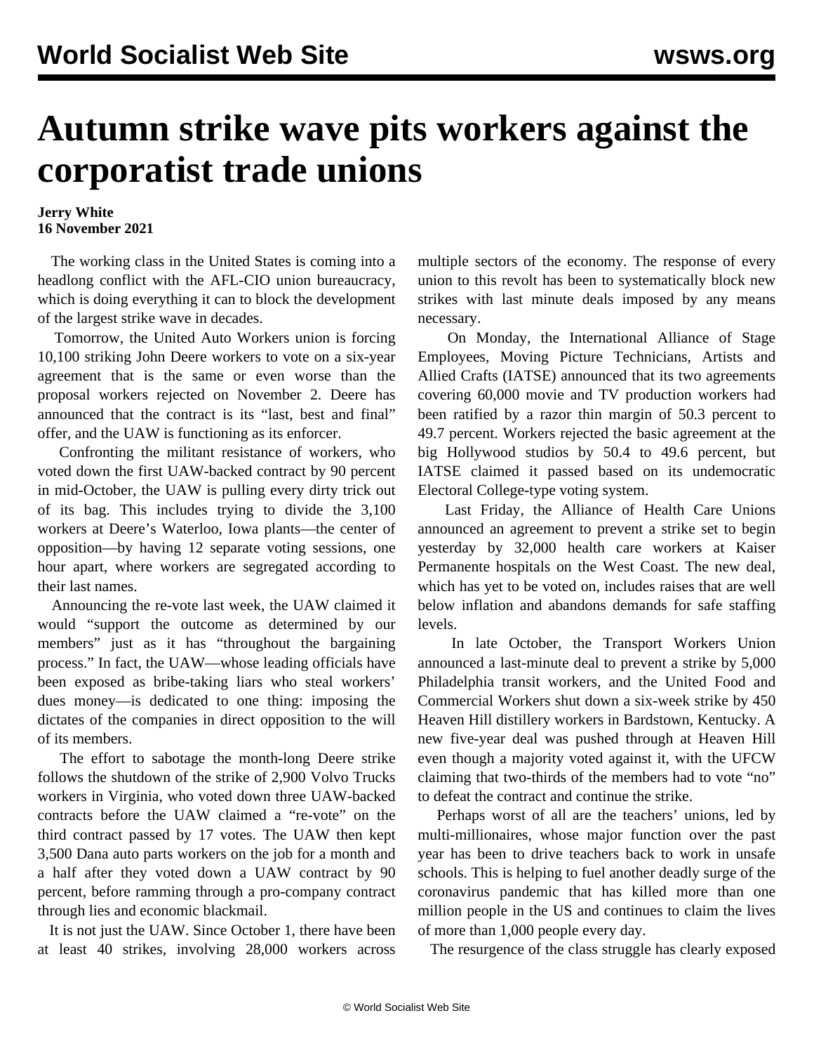# Autumn strike wave pits workers against the corporatist trade unions

**Jerry White**
**16 November 2021**

The working class in the United States is coming into a headlong conflict with the AFL-CIO union bureaucracy, which is doing everything it can to block the development of the largest strike wave in decades.

Tomorrow, the United Auto Workers union is forcing 10,100 striking John Deere workers to vote on a six-year agreement that is the same or even worse than the proposal workers rejected on November 2. Deere has announced that the contract is its "last, best and final" offer, and the UAW is functioning as its enforcer.

Confronting the militant resistance of workers, who voted down the first UAW-backed contract by 90 percent in mid-October, the UAW is pulling every dirty trick out of its bag. This includes trying to divide the 3,100 workers at Deere's Waterloo, Iowa plants—the center of opposition—by having 12 separate voting sessions, one hour apart, where workers are segregated according to their last names.

Announcing the re-vote last week, the UAW claimed it would "support the outcome as determined by our members" just as it has "throughout the bargaining process." In fact, the UAW—whose leading officials have been exposed as bribe-taking liars who steal workers' dues money—is dedicated to one thing: imposing the dictates of the companies in direct opposition to the will of its members.

The effort to sabotage the month-long Deere strike follows the shutdown of the strike of 2,900 Volvo Trucks workers in Virginia, who voted down three UAW-backed contracts before the UAW claimed a "re-vote" on the third contract passed by 17 votes. The UAW then kept 3,500 Dana auto parts workers on the job for a month and a half after they voted down a UAW contract by 90 percent, before ramming through a pro-company contract through lies and economic blackmail.

It is not just the UAW. Since October 1, there have been at least 40 strikes, involving 28,000 workers across multiple sectors of the economy. The response of every union to this revolt has been to systematically block new strikes with last minute deals imposed by any means necessary.

On Monday, the International Alliance of Stage Employees, Moving Picture Technicians, Artists and Allied Crafts (IATSE) announced that its two agreements covering 60,000 movie and TV production workers had been ratified by a razor thin margin of 50.3 percent to 49.7 percent. Workers rejected the basic agreement at the big Hollywood studios by 50.4 to 49.6 percent, but IATSE claimed it passed based on its undemocratic Electoral College-type voting system.

Last Friday, the Alliance of Health Care Unions announced an agreement to prevent a strike set to begin yesterday by 32,000 health care workers at Kaiser Permanente hospitals on the West Coast. The new deal, which has yet to be voted on, includes raises that are well below inflation and abandons demands for safe staffing levels.

In late October, the Transport Workers Union announced a last-minute deal to prevent a strike by 5,000 Philadelphia transit workers, and the United Food and Commercial Workers shut down a six-week strike by 450 Heaven Hill distillery workers in Bardstown, Kentucky. A new five-year deal was pushed through at Heaven Hill even though a majority voted against it, with the UFCW claiming that two-thirds of the members had to vote "no" to defeat the contract and continue the strike.

Perhaps worst of all are the teachers' unions, led by multi-millionaires, whose major function over the past year has been to drive teachers back to work in unsafe schools. This is helping to fuel another deadly surge of the coronavirus pandemic that has killed more than one million people in the US and continues to claim the lives of more than 1,000 people every day.

The resurgence of the class struggle has clearly exposed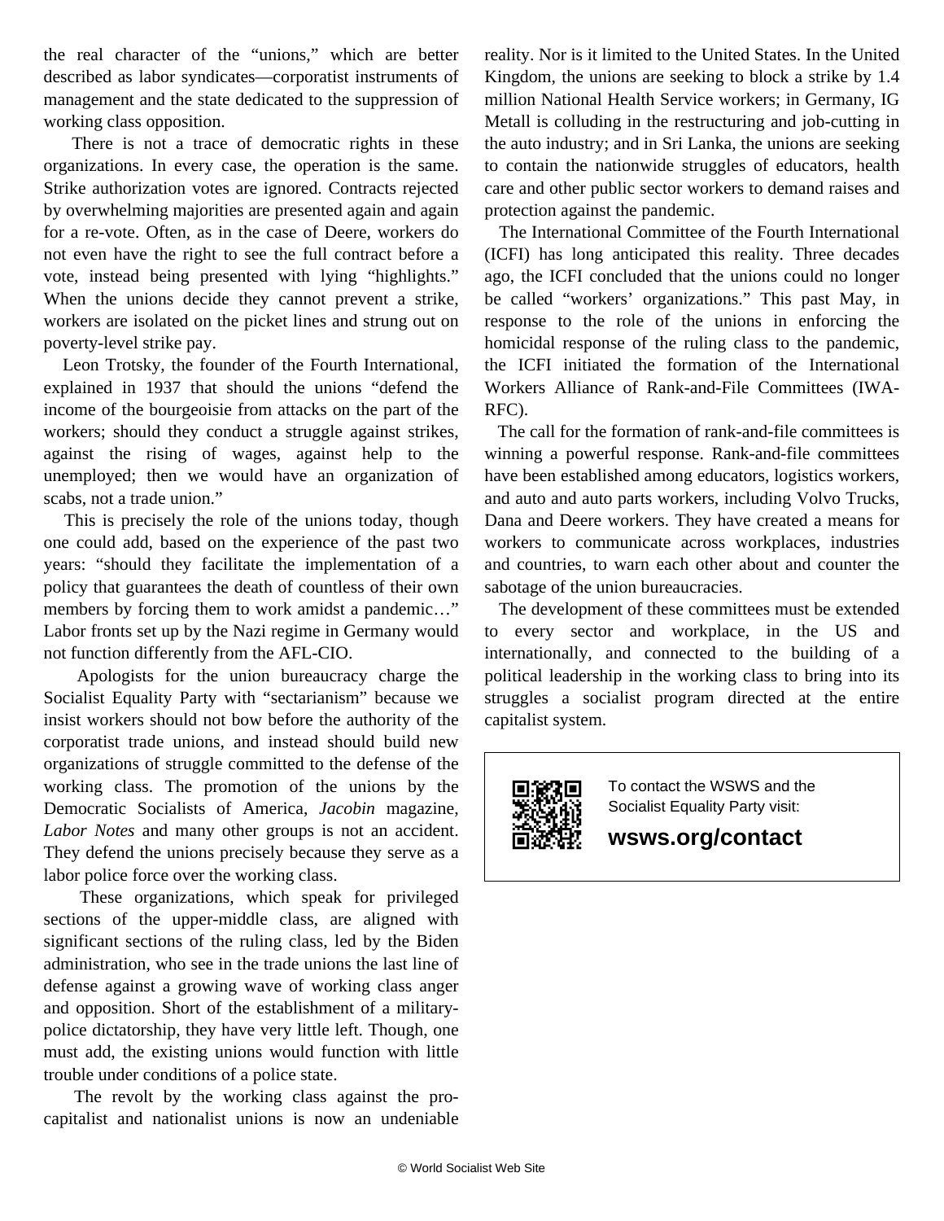the real character of the "unions," which are better described as labor syndicates—corporatist instruments of management and the state dedicated to the suppression of working class opposition.

There is not a trace of democratic rights in these organizations. In every case, the operation is the same. Strike authorization votes are ignored. Contracts rejected by overwhelming majorities are presented again and again for a re-vote. Often, as in the case of Deere, workers do not even have the right to see the full contract before a vote, instead being presented with lying "highlights." When the unions decide they cannot prevent a strike, workers are isolated on the picket lines and strung out on poverty-level strike pay.

Leon Trotsky, the founder of the Fourth International, explained in 1937 that should the unions "defend the income of the bourgeoisie from attacks on the part of the workers; should they conduct a struggle against strikes, against the rising of wages, against help to the unemployed; then we would have an organization of scabs, not a trade union."

This is precisely the role of the unions today, though one could add, based on the experience of the past two years: "should they facilitate the implementation of a policy that guarantees the death of countless of their own members by forcing them to work amidst a pandemic…" Labor fronts set up by the Nazi regime in Germany would not function differently from the AFL-CIO.

Apologists for the union bureaucracy charge the Socialist Equality Party with "sectarianism" because we insist workers should not bow before the authority of the corporatist trade unions, and instead should build new organizations of struggle committed to the defense of the working class. The promotion of the unions by the Democratic Socialists of America, *Jacobin* magazine, *Labor Notes* and many other groups is not an accident. They defend the unions precisely because they serve as a labor police force over the working class.

These organizations, which speak for privileged sections of the upper-middle class, are aligned with significant sections of the ruling class, led by the Biden administration, who see in the trade unions the last line of defense against a growing wave of working class anger and opposition. Short of the establishment of a military-police dictatorship, they have very little left. Though, one must add, the existing unions would function with little trouble under conditions of a police state.

The revolt by the working class against the pro-capitalist and nationalist unions is now an undeniable reality. Nor is it limited to the United States. In the United Kingdom, the unions are seeking to block a strike by 1.4 million National Health Service workers; in Germany, IG Metall is colluding in the restructuring and job-cutting in the auto industry; and in Sri Lanka, the unions are seeking to contain the nationwide struggles of educators, health care and other public sector workers to demand raises and protection against the pandemic.

The International Committee of the Fourth International (ICFI) has long anticipated this reality. Three decades ago, the ICFI concluded that the unions could no longer be called "workers' organizations." This past May, in response to the role of the unions in enforcing the homicidal response of the ruling class to the pandemic, the ICFI initiated the formation of the International Workers Alliance of Rank-and-File Committees (IWA-RFC).

The call for the formation of rank-and-file committees is winning a powerful response. Rank-and-file committees have been established among educators, logistics workers, and auto and auto parts workers, including Volvo Trucks, Dana and Deere workers. They have created a means for workers to communicate across workplaces, industries and countries, to warn each other about and counter the sabotage of the union bureaucracies.

The development of these committees must be extended to every sector and workplace, in the US and internationally, and connected to the building of a political leadership in the working class to bring into its struggles a socialist program directed at the entire capitalist system.

To contact the WSWS and the Socialist Equality Party visit:

**wsws.org/contact**